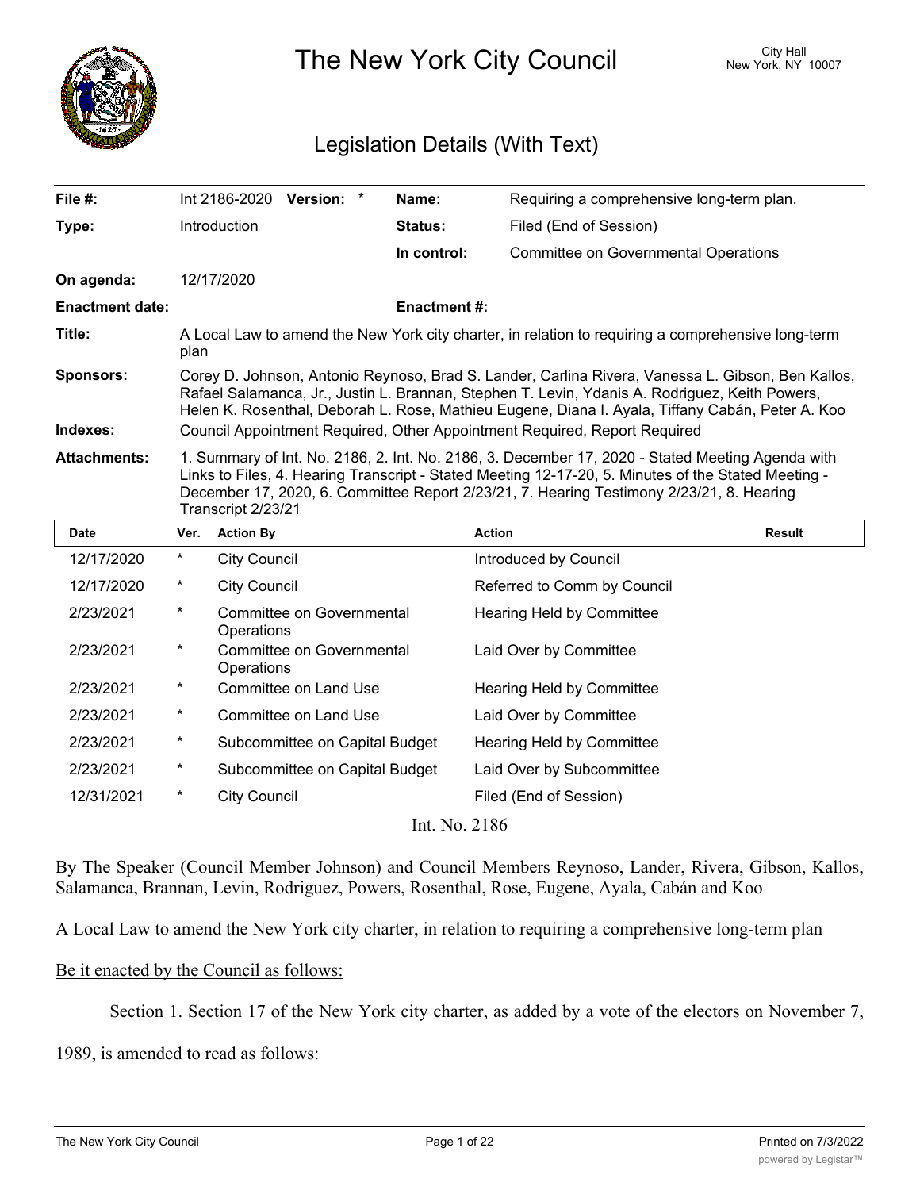# The New York City Council

City Hall
New York, NY 10007

## Legislation Details (With Text)

| | | | |
|---|---|---|---|
| **File #:** | Int 2186-2020 **Version:** * | **Name:** | Requiring a comprehensive long-term plan. |
| **Type:** | Introduction | **Status:** | Filed (End of Session) |
| | | **In control:** | Committee on Governmental Operations |
| **On agenda:** | 12/17/2020 | | |
| **Enactment date:** | | **Enactment #:** | |

**Title:** A Local Law to amend the New York city charter, in relation to requiring a comprehensive long-term plan

**Sponsors:** Corey D. Johnson, Antonio Reynoso, Brad S. Lander, Carlina Rivera, Vanessa L. Gibson, Ben Kallos, Rafael Salamanca, Jr., Justin L. Brannan, Stephen T. Levin, Ydanis A. Rodriguez, Keith Powers, Helen K. Rosenthal, Deborah L. Rose, Mathieu Eugene, Diana I. Ayala, Tiffany Cabán, Peter A. Koo

**Indexes:** Council Appointment Required, Other Appointment Required, Report Required

**Attachments:** 1. Summary of Int. No. 2186, 2. Int. No. 2186, 3. December 17, 2020 - Stated Meeting Agenda with Links to Files, 4. Hearing Transcript - Stated Meeting 12-17-20, 5. Minutes of the Stated Meeting - December 17, 2020, 6. Committee Report 2/23/21, 7. Hearing Testimony 2/23/21, 8. Hearing Transcript 2/23/21

| Date | Ver. | Action By | Action | Result |
|---|---|---|---|---|
| 12/17/2020 | * | City Council | Introduced by Council | |
| 12/17/2020 | * | City Council | Referred to Comm by Council | |
| 2/23/2021 | * | Committee on Governmental Operations | Hearing Held by Committee | |
| 2/23/2021 | * | Committee on Governmental Operations | Laid Over by Committee | |
| 2/23/2021 | * | Committee on Land Use | Hearing Held by Committee | |
| 2/23/2021 | * | Committee on Land Use | Laid Over by Committee | |
| 2/23/2021 | * | Subcommittee on Capital Budget | Hearing Held by Committee | |
| 2/23/2021 | * | Subcommittee on Capital Budget | Laid Over by Subcommittee | |
| 12/31/2021 | * | City Council | Filed (End of Session) | |

Int. No. 2186

By The Speaker (Council Member Johnson) and Council Members Reynoso, Lander, Rivera, Gibson, Kallos, Salamanca, Brannan, Levin, Rodriguez, Powers, Rosenthal, Rose, Eugene, Ayala, Cabán and Koo

A Local Law to amend the New York city charter, in relation to requiring a comprehensive long-term plan

Be it enacted by the Council as follows:

Section 1. Section 17 of the New York city charter, as added by a vote of the electors on November 7, 1989, is amended to read as follows: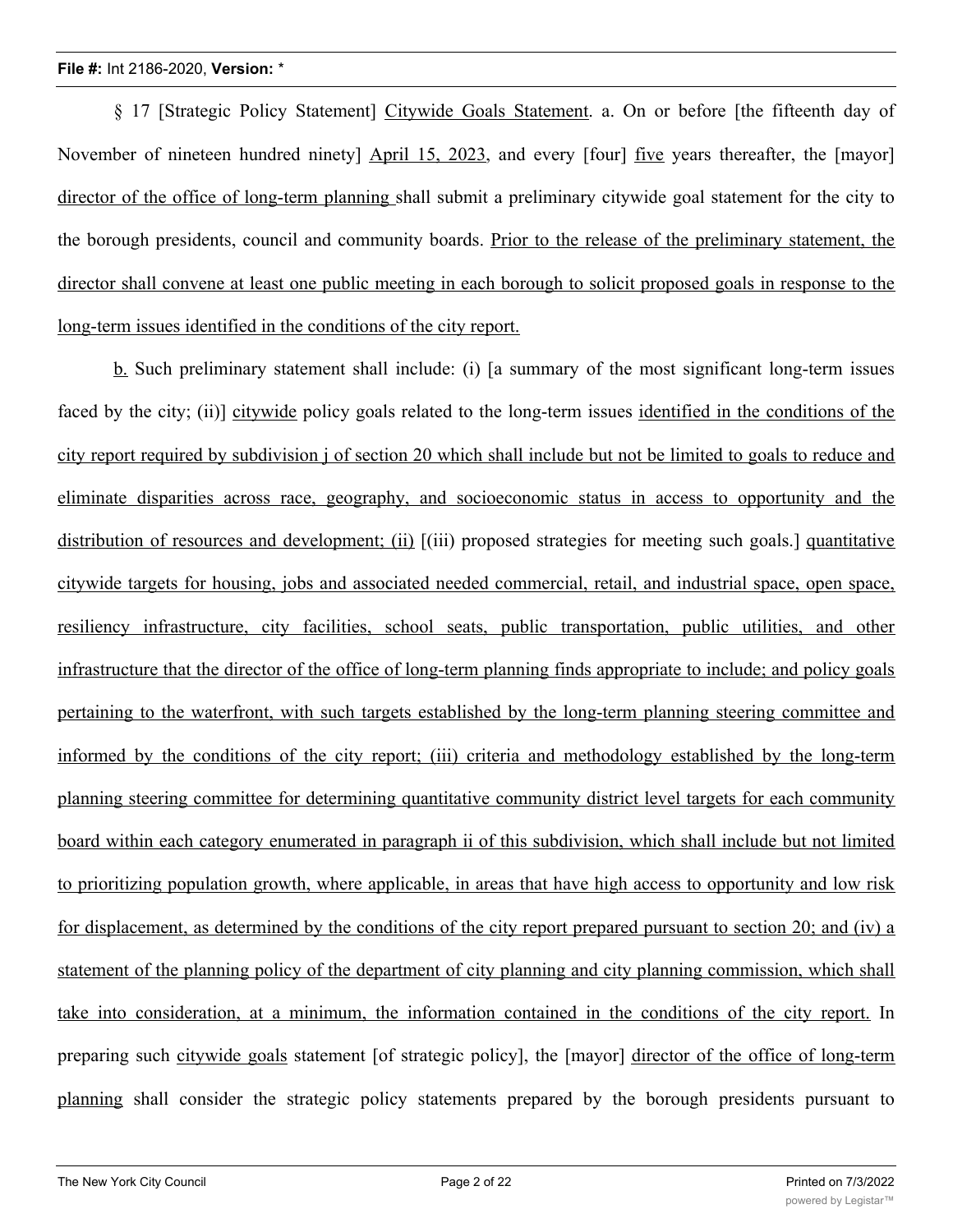§ 17 [Strategic Policy Statement] Citywide Goals Statement. a. On or before [the fifteenth day of November of nineteen hundred ninety] April 15, 2023, and every [four] five years thereafter, the [mayor] director of the office of long-term planning shall submit a preliminary citywide goal statement for the city to the borough presidents, council and community boards. Prior to the release of the preliminary statement, the director shall convene at least one public meeting in each borough to solicit proposed goals in response to the long-term issues identified in the conditions of the city report.

b. Such preliminary statement shall include: (i) [a summary of the most significant long-term issues faced by the city; (ii)] citywide policy goals related to the long-term issues identified in the conditions of the city report required by subdivision j of section 20 which shall include but not be limited to goals to reduce and eliminate disparities across race, geography, and socioeconomic status in access to opportunity and the distribution of resources and development; (ii) [(iii) proposed strategies for meeting such goals.] quantitative citywide targets for housing, jobs and associated needed commercial, retail, and industrial space, open space, resiliency infrastructure, city facilities, school seats, public transportation, public utilities, and other infrastructure that the director of the office of long-term planning finds appropriate to include; and policy goals pertaining to the waterfront, with such targets established by the long-term planning steering committee and informed by the conditions of the city report; (iii) criteria and methodology established by the long-term planning steering committee for determining quantitative community district level targets for each community board within each category enumerated in paragraph ii of this subdivision, which shall include but not limited to prioritizing population growth, where applicable, in areas that have high access to opportunity and low risk for displacement, as determined by the conditions of the city report prepared pursuant to section 20; and (iv) a statement of the planning policy of the department of city planning and city planning commission, which shall take into consideration, at a minimum, the information contained in the conditions of the city report. In preparing such citywide goals statement [of strategic policy], the [mayor] director of the office of long-term planning shall consider the strategic policy statements prepared by the borough presidents pursuant to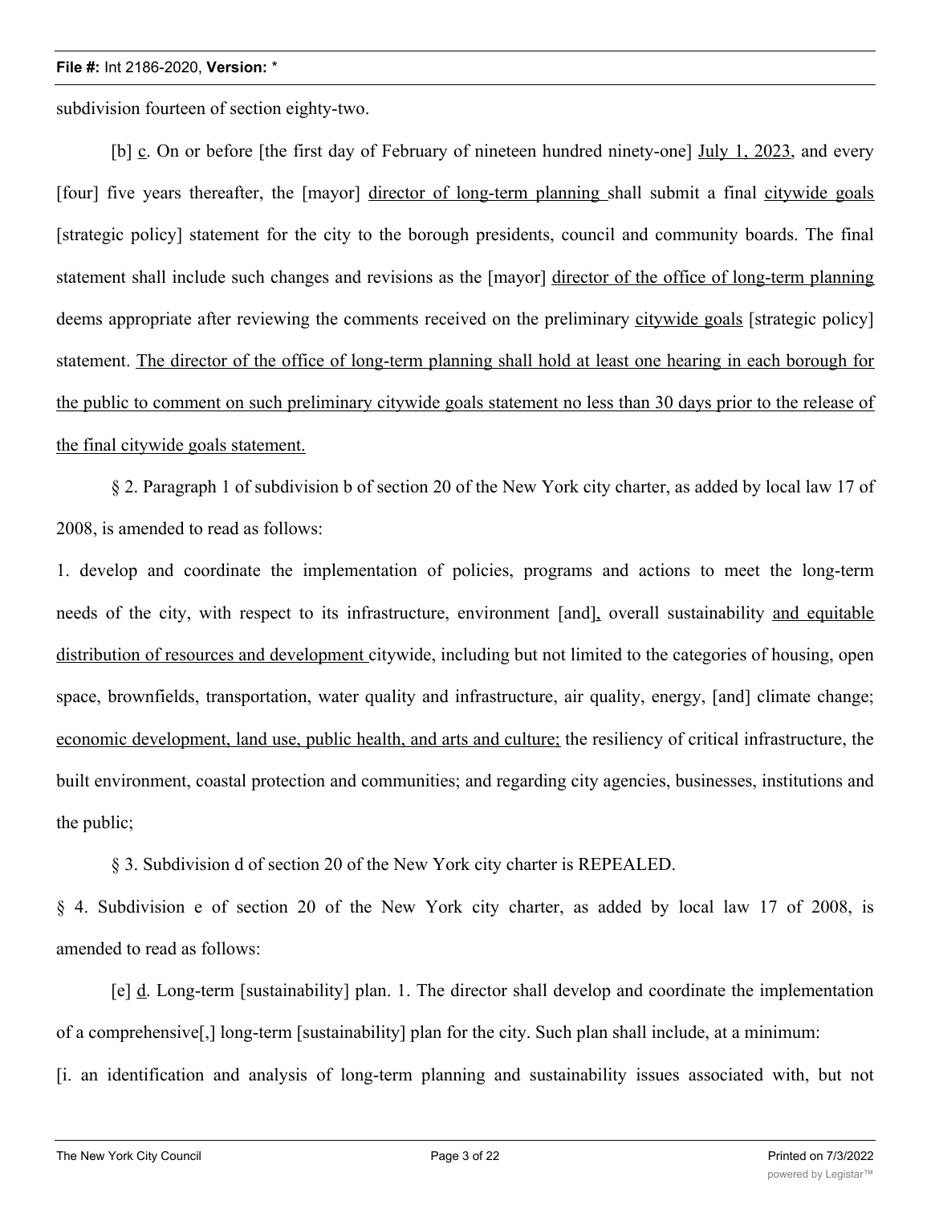subdivision fourteen of section eighty-two.

[b] c. On or before [the first day of February of nineteen hundred ninety-one] July 1, 2023, and every [four] five years thereafter, the [mayor] director of long-term planning shall submit a final citywide goals [strategic policy] statement for the city to the borough presidents, council and community boards. The final statement shall include such changes and revisions as the [mayor] director of the office of long-term planning deems appropriate after reviewing the comments received on the preliminary citywide goals [strategic policy] statement. The director of the office of long-term planning shall hold at least one hearing in each borough for the public to comment on such preliminary citywide goals statement no less than 30 days prior to the release of the final citywide goals statement.

§ 2. Paragraph 1 of subdivision b of section 20 of the New York city charter, as added by local law 17 of 2008, is amended to read as follows:

1. develop and coordinate the implementation of policies, programs and actions to meet the long-term needs of the city, with respect to its infrastructure, environment [and], overall sustainability and equitable distribution of resources and development citywide, including but not limited to the categories of housing, open space, brownfields, transportation, water quality and infrastructure, air quality, energy, [and] climate change; economic development, land use, public health, and arts and culture; the resiliency of critical infrastructure, the built environment, coastal protection and communities; and regarding city agencies, businesses, institutions and the public;

§ 3. Subdivision d of section 20 of the New York city charter is REPEALED.

§ 4. Subdivision e of section 20 of the New York city charter, as added by local law 17 of 2008, is amended to read as follows:

[e] d. Long-term [sustainability] plan. 1. The director shall develop and coordinate the implementation of a comprehensive[,] long-term [sustainability] plan for the city. Such plan shall include, at a minimum:

[i. an identification and analysis of long-term planning and sustainability issues associated with, but not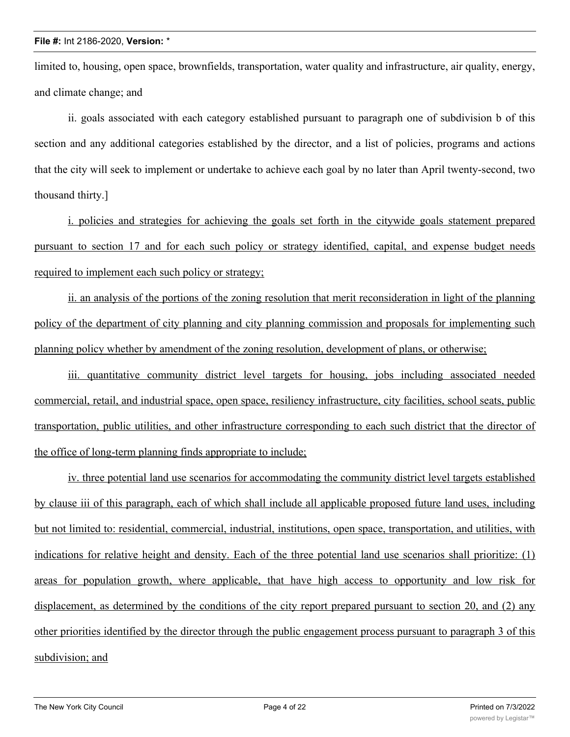limited to, housing, open space, brownfields, transportation, water quality and infrastructure, air quality, energy, and climate change; and

ii. goals associated with each category established pursuant to paragraph one of subdivision b of this section and any additional categories established by the director, and a list of policies, programs and actions that the city will seek to implement or undertake to achieve each goal by no later than April twenty-second, two thousand thirty.]

<u>i. policies and strategies for achieving the goals set forth in the citywide goals statement prepared pursuant to section 17 and for each such policy or strategy identified, capital, and expense budget needs required to implement each such policy or strategy;</u>

<u>ii. an analysis of the portions of the zoning resolution that merit reconsideration in light of the planning policy of the department of city planning and city planning commission and proposals for implementing such planning policy whether by amendment of the zoning resolution, development of plans, or otherwise;</u>

<u>iii. quantitative community district level targets for housing, jobs including associated needed commercial, retail, and industrial space, open space, resiliency infrastructure, city facilities, school seats, public transportation, public utilities, and other infrastructure corresponding to each such district that the director of the office of long-term planning finds appropriate to include;</u>

<u>iv. three potential land use scenarios for accommodating the community district level targets established by clause iii of this paragraph, each of which shall include all applicable proposed future land uses, including but not limited to: residential, commercial, industrial, institutions, open space, transportation, and utilities, with indications for relative height and density. Each of the three potential land use scenarios shall prioritize: (1) areas for population growth, where applicable, that have high access to opportunity and low risk for displacement, as determined by the conditions of the city report prepared pursuant to section 20, and (2) any other priorities identified by the director through the public engagement process pursuant to paragraph 3 of this subdivision; and</u>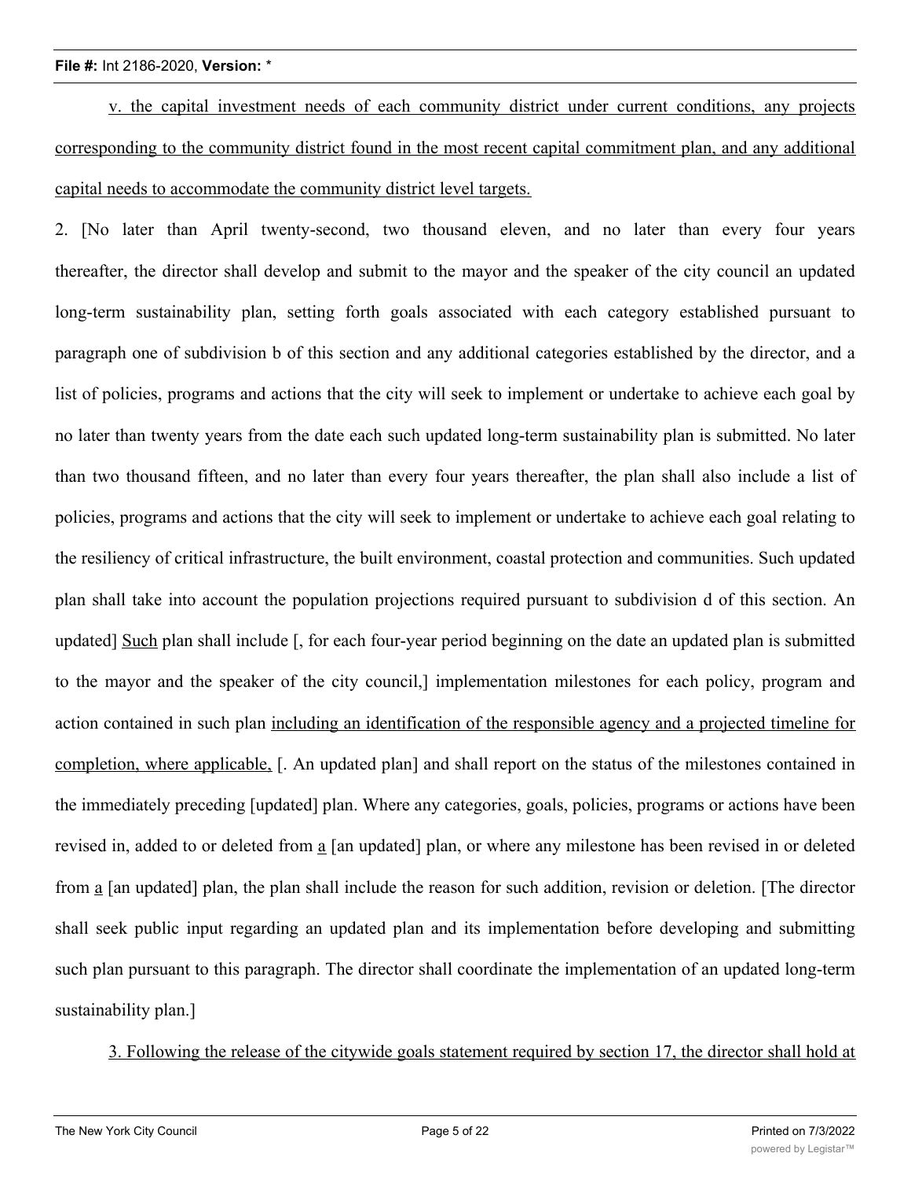v. the capital investment needs of each community district under current conditions, any projects corresponding to the community district found in the most recent capital commitment plan, and any additional capital needs to accommodate the community district level targets.

2. [No later than April twenty-second, two thousand eleven, and no later than every four years thereafter, the director shall develop and submit to the mayor and the speaker of the city council an updated long-term sustainability plan, setting forth goals associated with each category established pursuant to paragraph one of subdivision b of this section and any additional categories established by the director, and a list of policies, programs and actions that the city will seek to implement or undertake to achieve each goal by no later than twenty years from the date each such updated long-term sustainability plan is submitted. No later than two thousand fifteen, and no later than every four years thereafter, the plan shall also include a list of policies, programs and actions that the city will seek to implement or undertake to achieve each goal relating to the resiliency of critical infrastructure, the built environment, coastal protection and communities. Such updated plan shall take into account the population projections required pursuant to subdivision d of this section. An updated] Such plan shall include [, for each four-year period beginning on the date an updated plan is submitted to the mayor and the speaker of the city council,] implementation milestones for each policy, program and action contained in such plan including an identification of the responsible agency and a projected timeline for completion, where applicable, [. An updated plan] and shall report on the status of the milestones contained in the immediately preceding [updated] plan. Where any categories, goals, policies, programs or actions have been revised in, added to or deleted from a [an updated] plan, or where any milestone has been revised in or deleted from a [an updated] plan, the plan shall include the reason for such addition, revision or deletion. [The director shall seek public input regarding an updated plan and its implementation before developing and submitting such plan pursuant to this paragraph. The director shall coordinate the implementation of an updated long-term sustainability plan.]

3. Following the release of the citywide goals statement required by section 17, the director shall hold at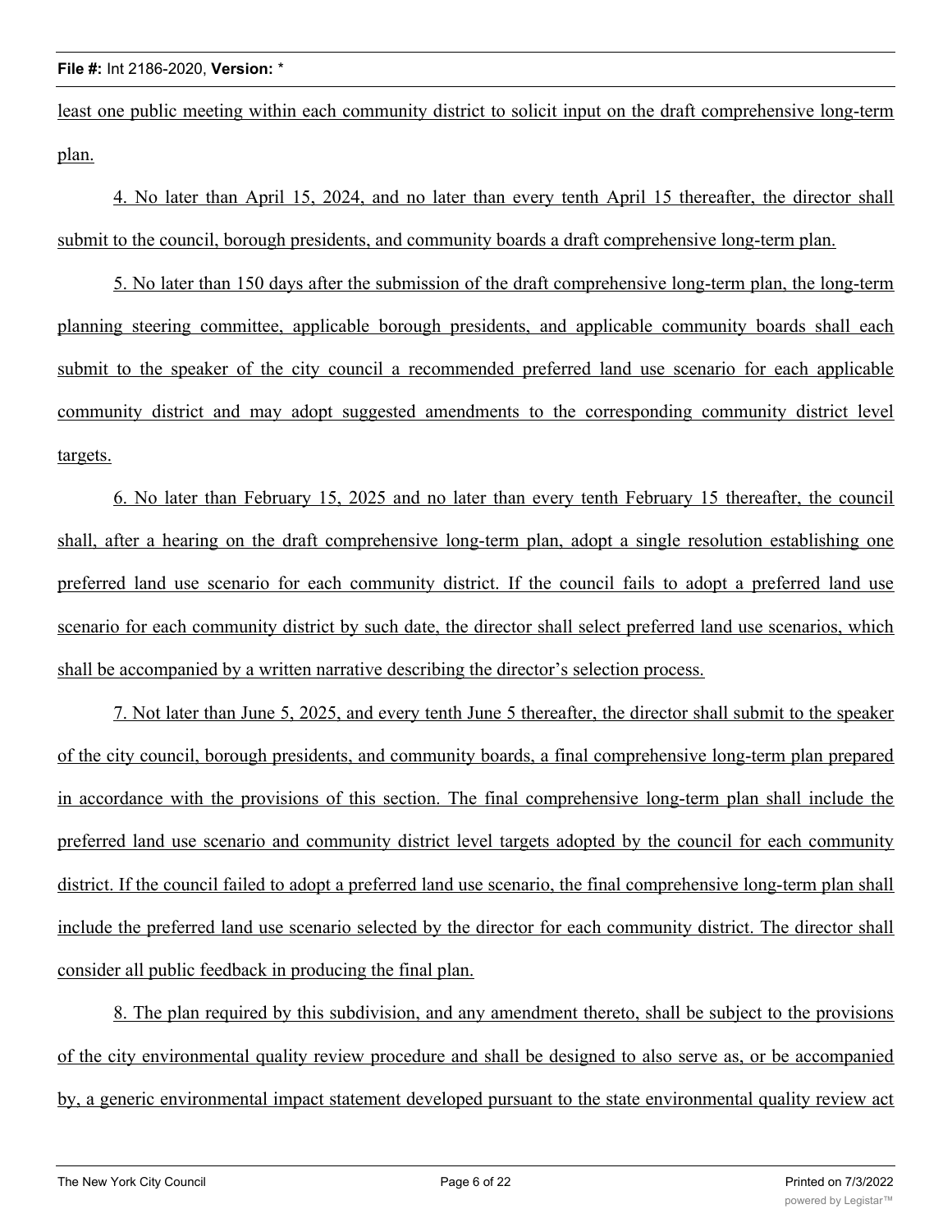least one public meeting within each community district to solicit input on the draft comprehensive long-term plan.

4. No later than April 15, 2024, and no later than every tenth April 15 thereafter, the director shall submit to the council, borough presidents, and community boards a draft comprehensive long-term plan.

5. No later than 150 days after the submission of the draft comprehensive long-term plan, the long-term planning steering committee, applicable borough presidents, and applicable community boards shall each submit to the speaker of the city council a recommended preferred land use scenario for each applicable community district and may adopt suggested amendments to the corresponding community district level targets.

6. No later than February 15, 2025 and no later than every tenth February 15 thereafter, the council shall, after a hearing on the draft comprehensive long-term plan, adopt a single resolution establishing one preferred land use scenario for each community district. If the council fails to adopt a preferred land use scenario for each community district by such date, the director shall select preferred land use scenarios, which shall be accompanied by a written narrative describing the director's selection process.

7. Not later than June 5, 2025, and every tenth June 5 thereafter, the director shall submit to the speaker of the city council, borough presidents, and community boards, a final comprehensive long-term plan prepared in accordance with the provisions of this section. The final comprehensive long-term plan shall include the preferred land use scenario and community district level targets adopted by the council for each community district. If the council failed to adopt a preferred land use scenario, the final comprehensive long-term plan shall include the preferred land use scenario selected by the director for each community district. The director shall consider all public feedback in producing the final plan.

8. The plan required by this subdivision, and any amendment thereto, shall be subject to the provisions of the city environmental quality review procedure and shall be designed to also serve as, or be accompanied by, a generic environmental impact statement developed pursuant to the state environmental quality review act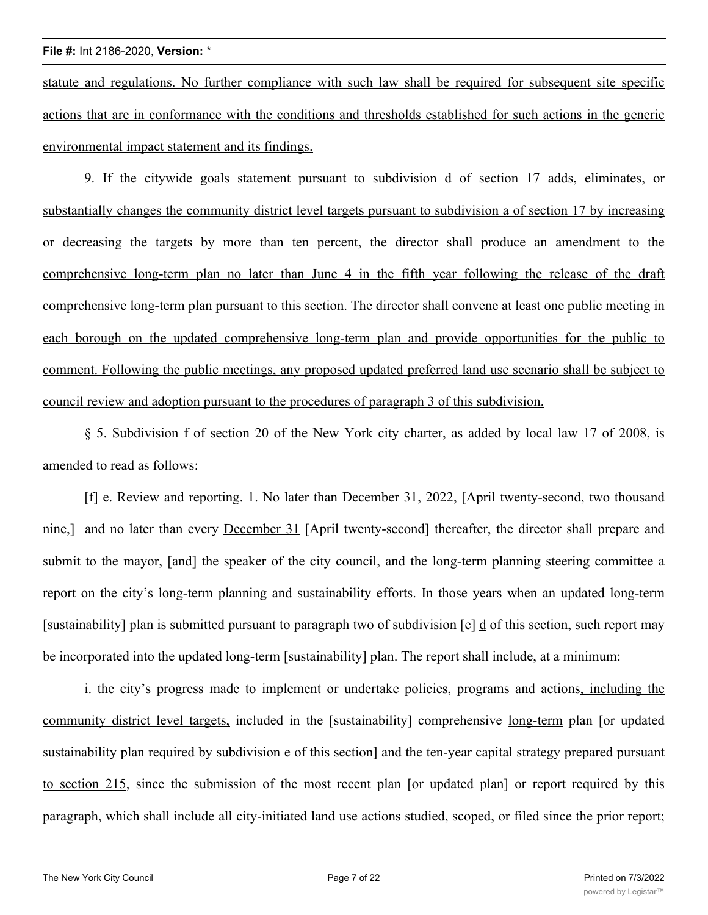statute and regulations. No further compliance with such law shall be required for subsequent site specific actions that are in conformance with the conditions and thresholds established for such actions in the generic environmental impact statement and its findings.

9. If the citywide goals statement pursuant to subdivision d of section 17 adds, eliminates, or substantially changes the community district level targets pursuant to subdivision a of section 17 by increasing or decreasing the targets by more than ten percent, the director shall produce an amendment to the comprehensive long-term plan no later than June 4 in the fifth year following the release of the draft comprehensive long-term plan pursuant to this section. The director shall convene at least one public meeting in each borough on the updated comprehensive long-term plan and provide opportunities for the public to comment. Following the public meetings, any proposed updated preferred land use scenario shall be subject to council review and adoption pursuant to the procedures of paragraph 3 of this subdivision.

§ 5. Subdivision f of section 20 of the New York city charter, as added by local law 17 of 2008, is amended to read as follows:

[f] e. Review and reporting. 1. No later than December 31, 2022, [April twenty-second, two thousand nine,] and no later than every December 31 [April twenty-second] thereafter, the director shall prepare and submit to the mayor, [and] the speaker of the city council, and the long-term planning steering committee a report on the city's long-term planning and sustainability efforts. In those years when an updated long-term [sustainability] plan is submitted pursuant to paragraph two of subdivision [e] d of this section, such report may be incorporated into the updated long-term [sustainability] plan. The report shall include, at a minimum:

i. the city's progress made to implement or undertake policies, programs and actions, including the community district level targets, included in the [sustainability] comprehensive long-term plan [or updated sustainability plan required by subdivision e of this section] and the ten-year capital strategy prepared pursuant to section 215, since the submission of the most recent plan [or updated plan] or report required by this paragraph, which shall include all city-initiated land use actions studied, scoped, or filed since the prior report;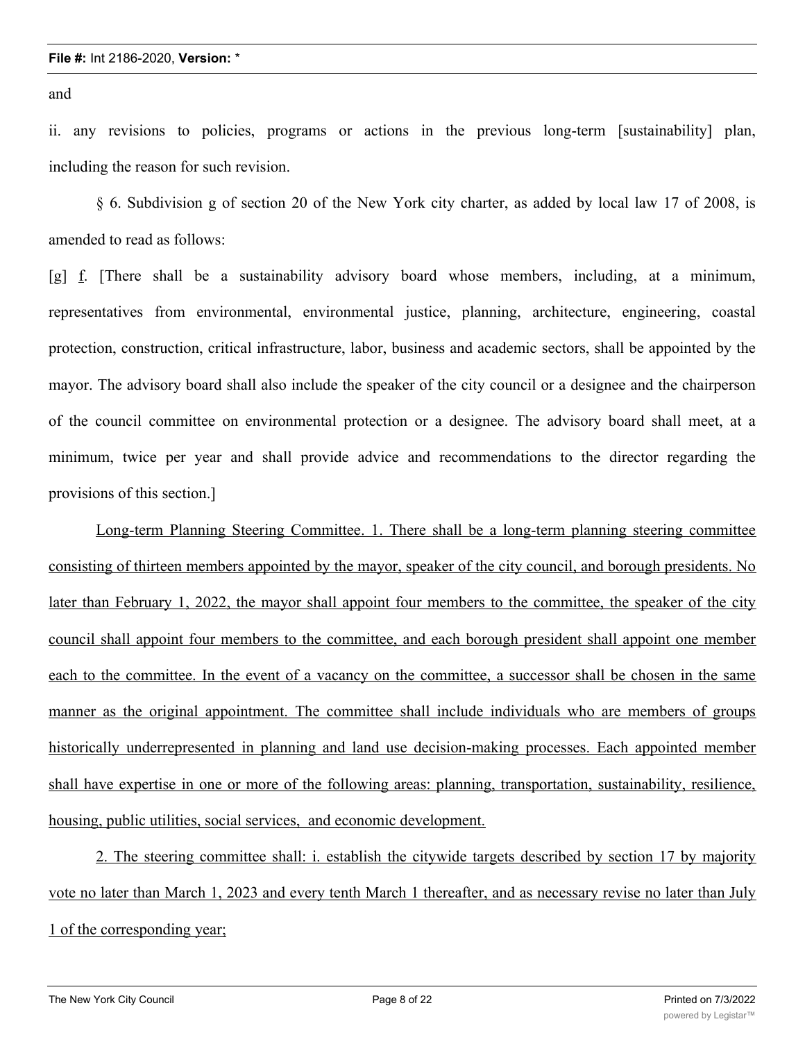and

ii. any revisions to policies, programs or actions in the previous long-term [sustainability] plan, including the reason for such revision.

§ 6. Subdivision g of section 20 of the New York city charter, as added by local law 17 of 2008, is amended to read as follows:

[g] f. [There shall be a sustainability advisory board whose members, including, at a minimum, representatives from environmental, environmental justice, planning, architecture, engineering, coastal protection, construction, critical infrastructure, labor, business and academic sectors, shall be appointed by the mayor. The advisory board shall also include the speaker of the city council or a designee and the chairperson of the council committee on environmental protection or a designee. The advisory board shall meet, at a minimum, twice per year and shall provide advice and recommendations to the director regarding the provisions of this section.]

Long-term Planning Steering Committee. 1. There shall be a long-term planning steering committee consisting of thirteen members appointed by the mayor, speaker of the city council, and borough presidents. No later than February 1, 2022, the mayor shall appoint four members to the committee, the speaker of the city council shall appoint four members to the committee, and each borough president shall appoint one member each to the committee. In the event of a vacancy on the committee, a successor shall be chosen in the same manner as the original appointment. The committee shall include individuals who are members of groups historically underrepresented in planning and land use decision-making processes. Each appointed member shall have expertise in one or more of the following areas: planning, transportation, sustainability, resilience, housing, public utilities, social services, and economic development.

2. The steering committee shall: i. establish the citywide targets described by section 17 by majority vote no later than March 1, 2023 and every tenth March 1 thereafter, and as necessary revise no later than July 1 of the corresponding year;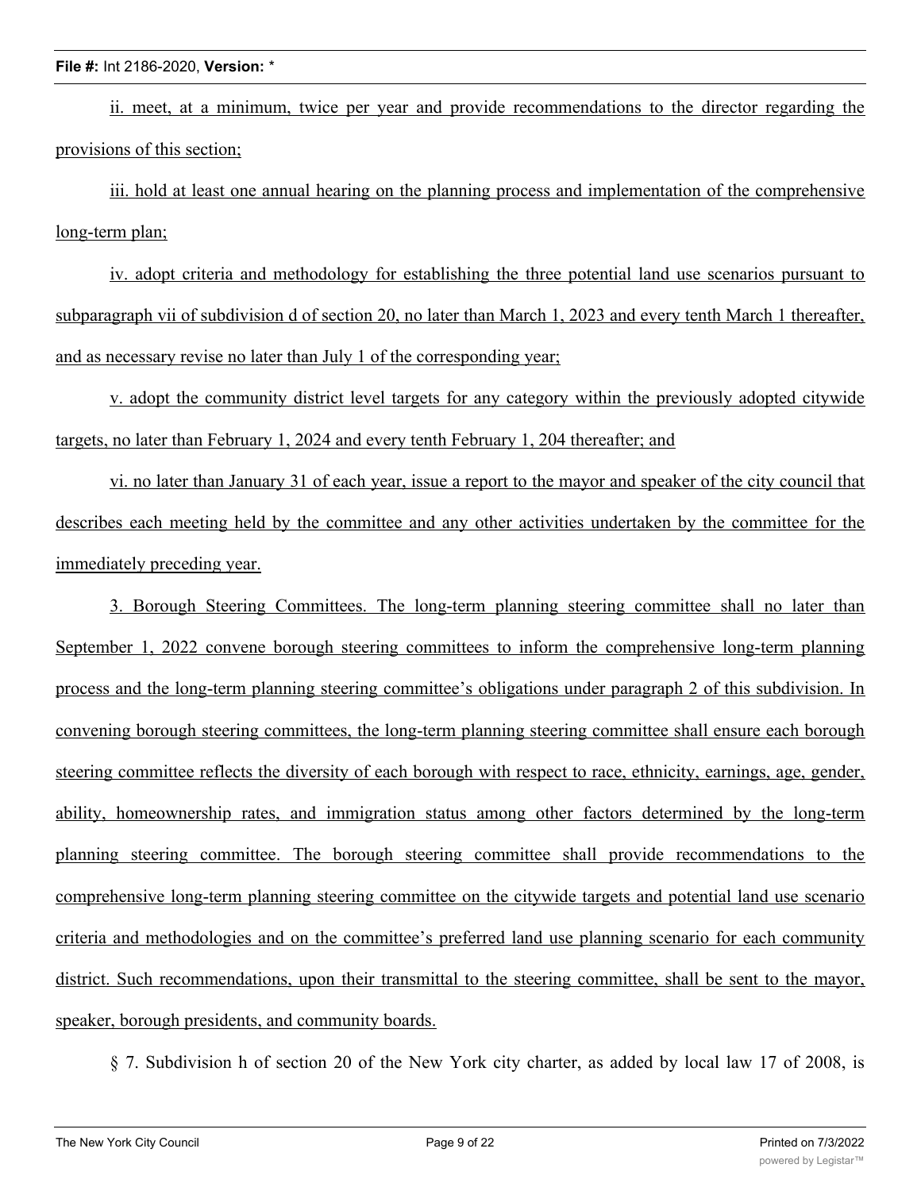ii. meet, at a minimum, twice per year and provide recommendations to the director regarding the provisions of this section;

iii. hold at least one annual hearing on the planning process and implementation of the comprehensive long-term plan;

iv. adopt criteria and methodology for establishing the three potential land use scenarios pursuant to subparagraph vii of subdivision d of section 20, no later than March 1, 2023 and every tenth March 1 thereafter, and as necessary revise no later than July 1 of the corresponding year;

v. adopt the community district level targets for any category within the previously adopted citywide targets, no later than February 1, 2024 and every tenth February 1, 204 thereafter; and

vi. no later than January 31 of each year, issue a report to the mayor and speaker of the city council that describes each meeting held by the committee and any other activities undertaken by the committee for the immediately preceding year.

3. Borough Steering Committees. The long-term planning steering committee shall no later than September 1, 2022 convene borough steering committees to inform the comprehensive long-term planning process and the long-term planning steering committee's obligations under paragraph 2 of this subdivision. In convening borough steering committees, the long-term planning steering committee shall ensure each borough steering committee reflects the diversity of each borough with respect to race, ethnicity, earnings, age, gender, ability, homeownership rates, and immigration status among other factors determined by the long-term planning steering committee. The borough steering committee shall provide recommendations to the comprehensive long-term planning steering committee on the citywide targets and potential land use scenario criteria and methodologies and on the committee's preferred land use planning scenario for each community district. Such recommendations, upon their transmittal to the steering committee, shall be sent to the mayor, speaker, borough presidents, and community boards.

§ 7. Subdivision h of section 20 of the New York city charter, as added by local law 17 of 2008, is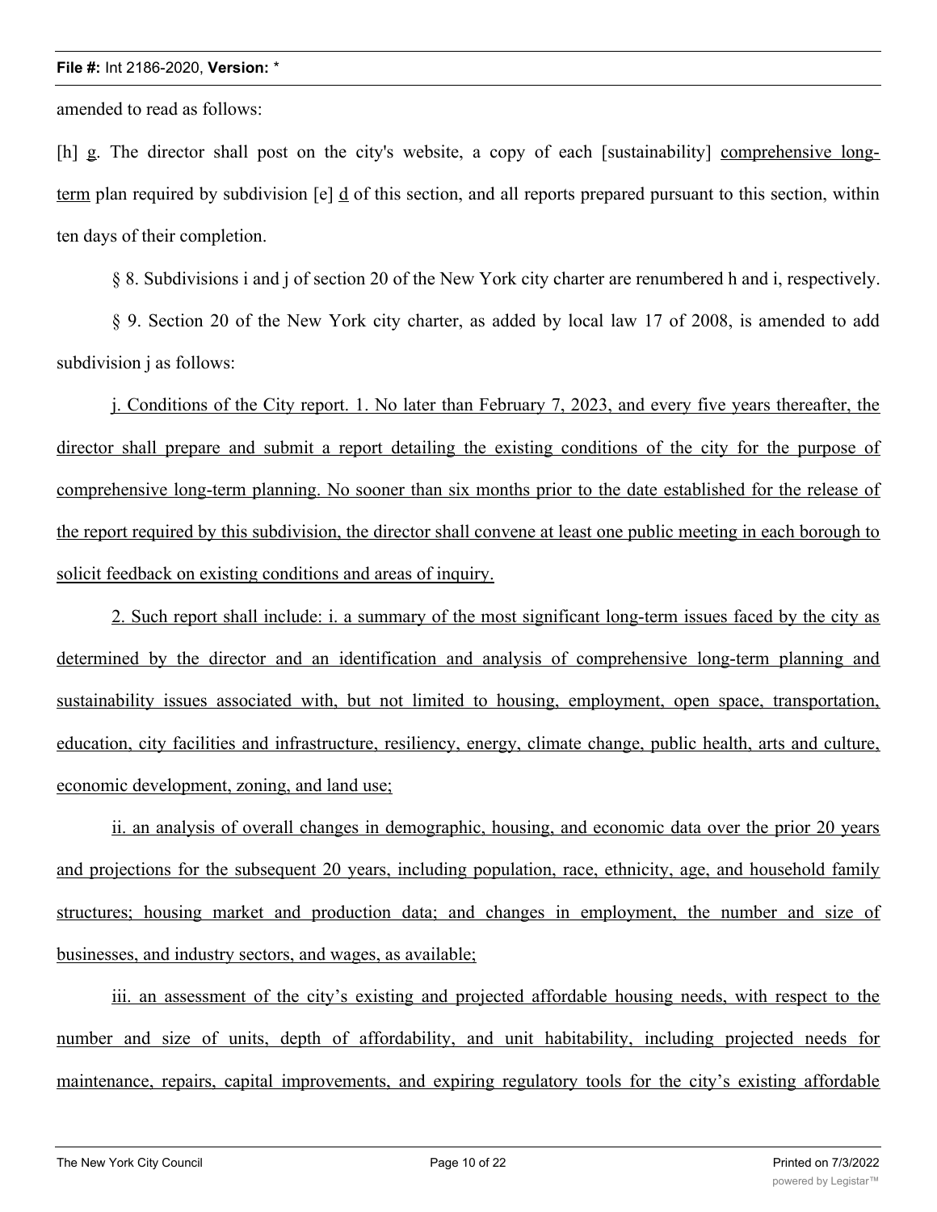amended to read as follows:

[h] g. The director shall post on the city's website, a copy of each [sustainability] comprehensive long-term plan required by subdivision [e] d of this section, and all reports prepared pursuant to this section, within ten days of their completion.

§ 8. Subdivisions i and j of section 20 of the New York city charter are renumbered h and i, respectively.

§ 9. Section 20 of the New York city charter, as added by local law 17 of 2008, is amended to add subdivision j as follows:

j. Conditions of the City report. 1. No later than February 7, 2023, and every five years thereafter, the director shall prepare and submit a report detailing the existing conditions of the city for the purpose of comprehensive long-term planning. No sooner than six months prior to the date established for the release of the report required by this subdivision, the director shall convene at least one public meeting in each borough to solicit feedback on existing conditions and areas of inquiry.

2. Such report shall include: i. a summary of the most significant long-term issues faced by the city as determined by the director and an identification and analysis of comprehensive long-term planning and sustainability issues associated with, but not limited to housing, employment, open space, transportation, education, city facilities and infrastructure, resiliency, energy, climate change, public health, arts and culture, economic development, zoning, and land use;

ii. an analysis of overall changes in demographic, housing, and economic data over the prior 20 years and projections for the subsequent 20 years, including population, race, ethnicity, age, and household family structures; housing market and production data; and changes in employment, the number and size of businesses, and industry sectors, and wages, as available;

iii. an assessment of the city's existing and projected affordable housing needs, with respect to the number and size of units, depth of affordability, and unit habitability, including projected needs for maintenance, repairs, capital improvements, and expiring regulatory tools for the city's existing affordable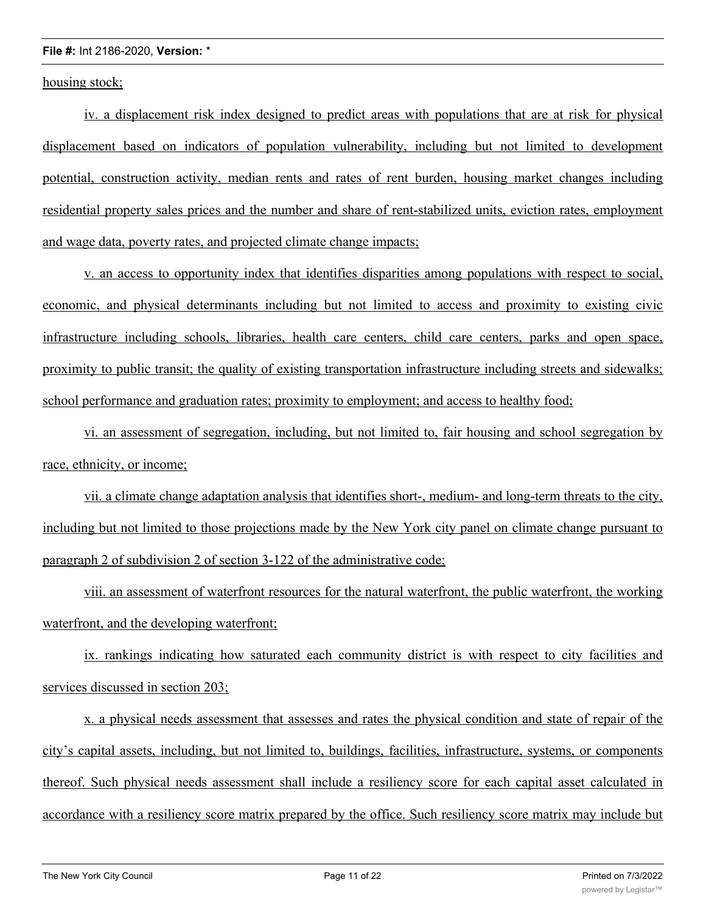housing stock;

iv. a displacement risk index designed to predict areas with populations that are at risk for physical displacement based on indicators of population vulnerability, including but not limited to development potential, construction activity, median rents and rates of rent burden, housing market changes including residential property sales prices and the number and share of rent-stabilized units, eviction rates, employment and wage data, poverty rates, and projected climate change impacts;

v. an access to opportunity index that identifies disparities among populations with respect to social, economic, and physical determinants including but not limited to access and proximity to existing civic infrastructure including schools, libraries, health care centers, child care centers, parks and open space, proximity to public transit; the quality of existing transportation infrastructure including streets and sidewalks; school performance and graduation rates; proximity to employment; and access to healthy food;

vi. an assessment of segregation, including, but not limited to, fair housing and school segregation by race, ethnicity, or income;

vii. a climate change adaptation analysis that identifies short-, medium- and long-term threats to the city, including but not limited to those projections made by the New York city panel on climate change pursuant to paragraph 2 of subdivision 2 of section 3-122 of the administrative code;

viii. an assessment of waterfront resources for the natural waterfront, the public waterfront, the working waterfront, and the developing waterfront;

ix. rankings indicating how saturated each community district is with respect to city facilities and services discussed in section 203;

x. a physical needs assessment that assesses and rates the physical condition and state of repair of the city's capital assets, including, but not limited to, buildings, facilities, infrastructure, systems, or components thereof. Such physical needs assessment shall include a resiliency score for each capital asset calculated in accordance with a resiliency score matrix prepared by the office. Such resiliency score matrix may include but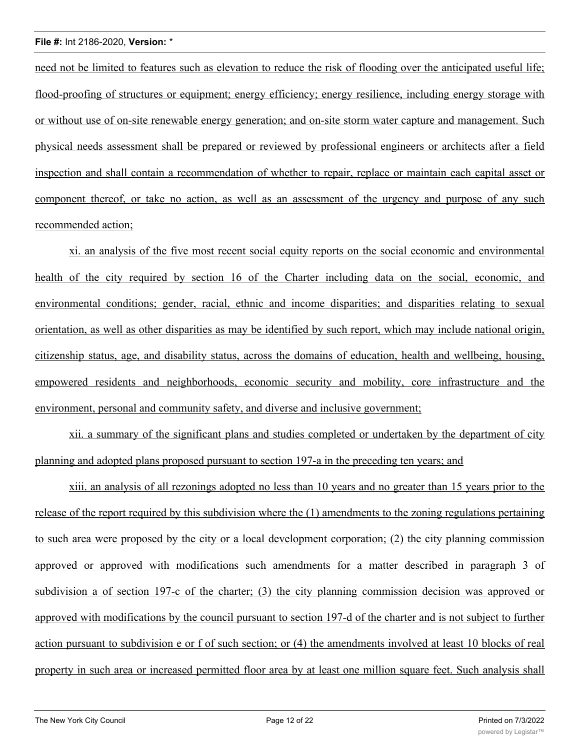need not be limited to features such as elevation to reduce the risk of flooding over the anticipated useful life; flood-proofing of structures or equipment; energy efficiency; energy resilience, including energy storage with or without use of on-site renewable energy generation; and on-site storm water capture and management. Such physical needs assessment shall be prepared or reviewed by professional engineers or architects after a field inspection and shall contain a recommendation of whether to repair, replace or maintain each capital asset or component thereof, or take no action, as well as an assessment of the urgency and purpose of any such recommended action;

xi. an analysis of the five most recent social equity reports on the social economic and environmental health of the city required by section 16 of the Charter including data on the social, economic, and environmental conditions; gender, racial, ethnic and income disparities; and disparities relating to sexual orientation, as well as other disparities as may be identified by such report, which may include national origin, citizenship status, age, and disability status, across the domains of education, health and wellbeing, housing, empowered residents and neighborhoods, economic security and mobility, core infrastructure and the environment, personal and community safety, and diverse and inclusive government;

xii. a summary of the significant plans and studies completed or undertaken by the department of city planning and adopted plans proposed pursuant to section 197-a in the preceding ten years; and

xiii. an analysis of all rezonings adopted no less than 10 years and no greater than 15 years prior to the release of the report required by this subdivision where the (1) amendments to the zoning regulations pertaining to such area were proposed by the city or a local development corporation; (2) the city planning commission approved or approved with modifications such amendments for a matter described in paragraph 3 of subdivision a of section 197-c of the charter; (3) the city planning commission decision was approved or approved with modifications by the council pursuant to section 197-d of the charter and is not subject to further action pursuant to subdivision e or f of such section; or (4) the amendments involved at least 10 blocks of real property in such area or increased permitted floor area by at least one million square feet. Such analysis shall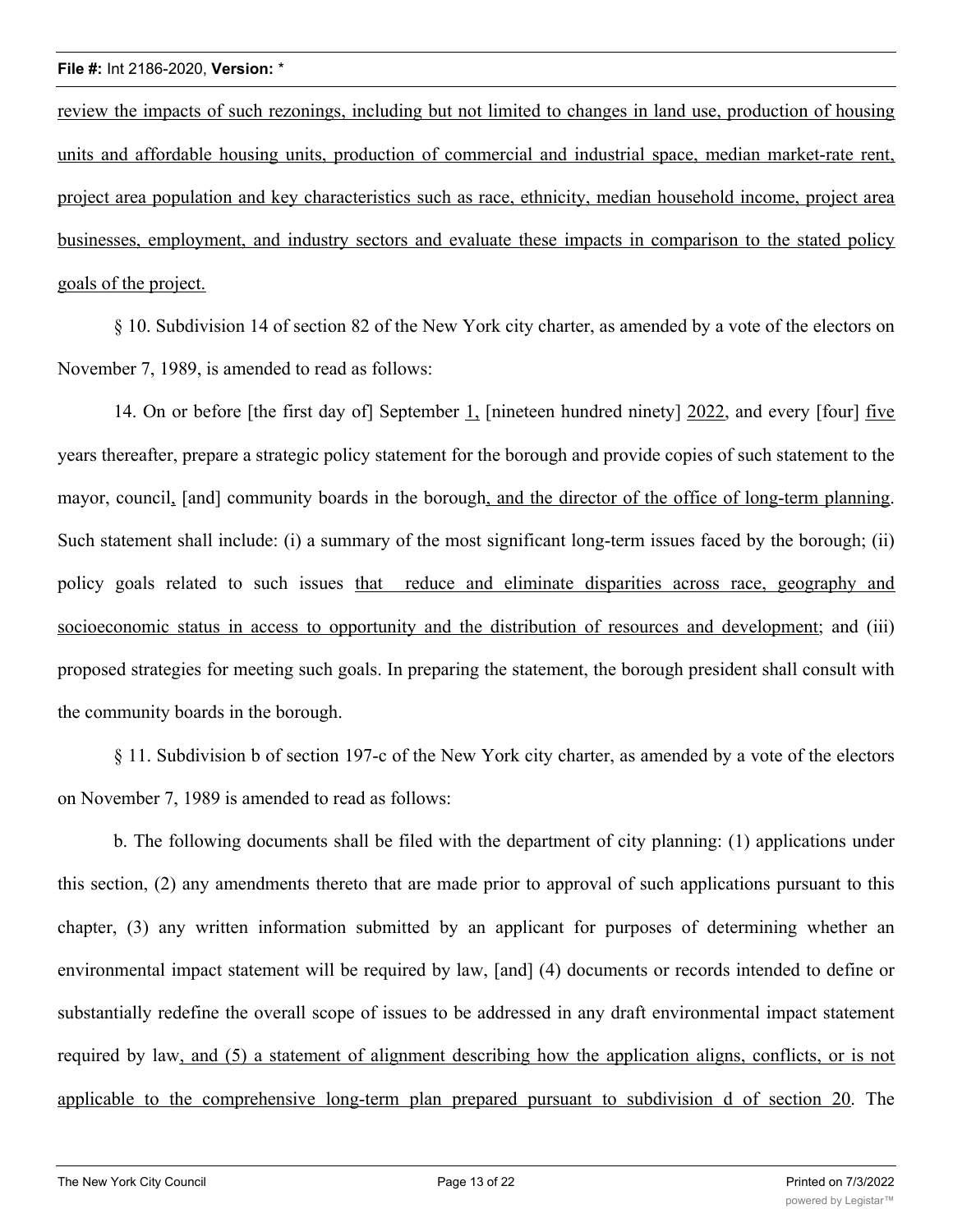review the impacts of such rezonings, including but not limited to changes in land use, production of housing units and affordable housing units, production of commercial and industrial space, median market-rate rent, project area population and key characteristics such as race, ethnicity, median household income, project area businesses, employment, and industry sectors and evaluate these impacts in comparison to the stated policy goals of the project.

§ 10. Subdivision 14 of section 82 of the New York city charter, as amended by a vote of the electors on November 7, 1989, is amended to read as follows:

14. On or before [the first day of] September 1, [nineteen hundred ninety] 2022, and every [four] five years thereafter, prepare a strategic policy statement for the borough and provide copies of such statement to the mayor, council, [and] community boards in the borough, and the director of the office of long-term planning. Such statement shall include: (i) a summary of the most significant long-term issues faced by the borough; (ii) policy goals related to such issues that reduce and eliminate disparities across race, geography and socioeconomic status in access to opportunity and the distribution of resources and development; and (iii) proposed strategies for meeting such goals. In preparing the statement, the borough president shall consult with the community boards in the borough.

§ 11. Subdivision b of section 197-c of the New York city charter, as amended by a vote of the electors on November 7, 1989 is amended to read as follows:

b. The following documents shall be filed with the department of city planning: (1) applications under this section, (2) any amendments thereto that are made prior to approval of such applications pursuant to this chapter, (3) any written information submitted by an applicant for purposes of determining whether an environmental impact statement will be required by law, [and] (4) documents or records intended to define or substantially redefine the overall scope of issues to be addressed in any draft environmental impact statement required by law, and (5) a statement of alignment describing how the application aligns, conflicts, or is not applicable to the comprehensive long-term plan prepared pursuant to subdivision d of section 20. The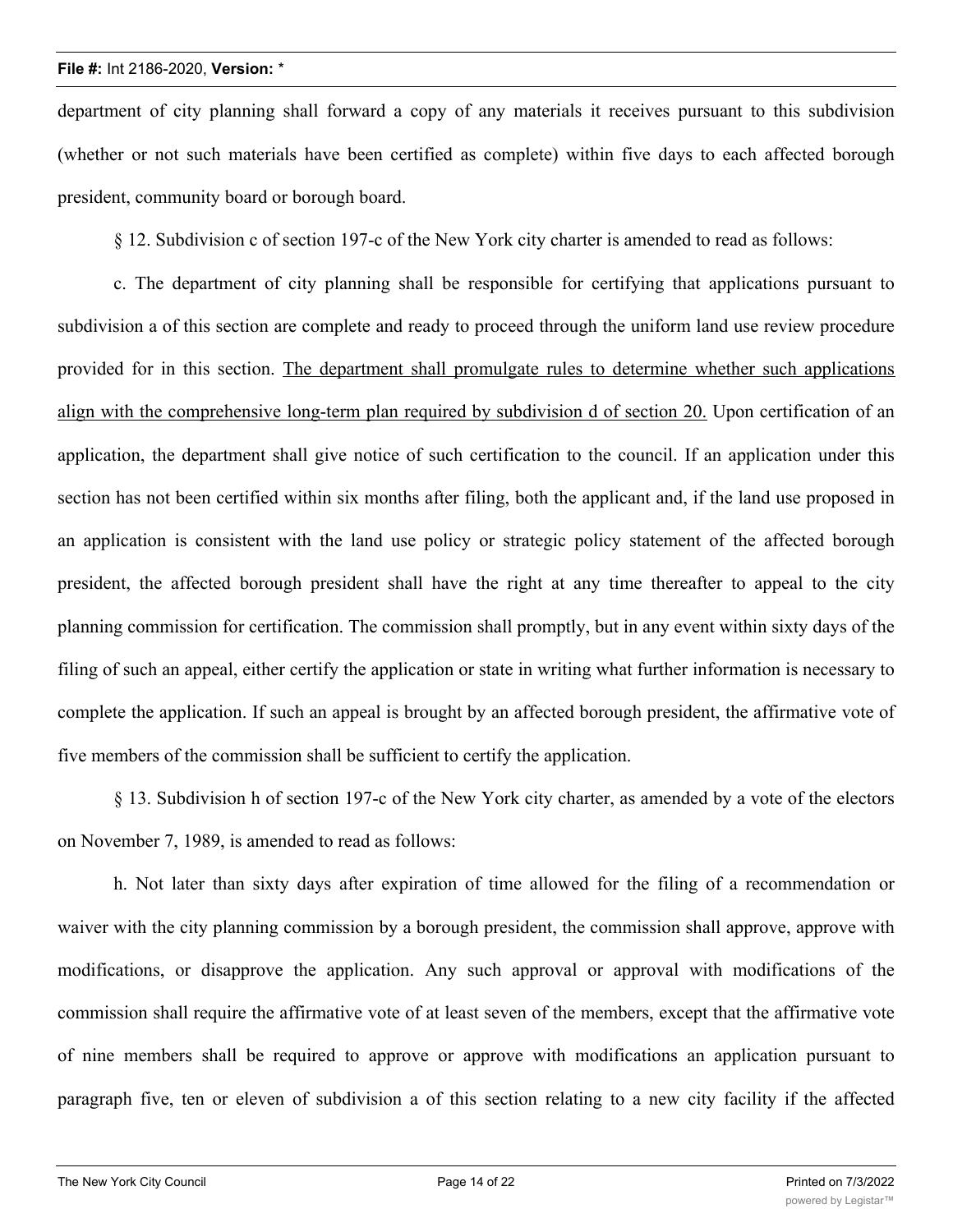department of city planning shall forward a copy of any materials it receives pursuant to this subdivision (whether or not such materials have been certified as complete) within five days to each affected borough president, community board or borough board.

§ 12. Subdivision c of section 197-c of the New York city charter is amended to read as follows:

c. The department of city planning shall be responsible for certifying that applications pursuant to subdivision a of this section are complete and ready to proceed through the uniform land use review procedure provided for in this section. <u>The department shall promulgate rules to determine whether such applications align with the comprehensive long-term plan required by subdivision d of section 20.</u> Upon certification of an application, the department shall give notice of such certification to the council. If an application under this section has not been certified within six months after filing, both the applicant and, if the land use proposed in an application is consistent with the land use policy or strategic policy statement of the affected borough president, the affected borough president shall have the right at any time thereafter to appeal to the city planning commission for certification. The commission shall promptly, but in any event within sixty days of the filing of such an appeal, either certify the application or state in writing what further information is necessary to complete the application. If such an appeal is brought by an affected borough president, the affirmative vote of five members of the commission shall be sufficient to certify the application.

§ 13. Subdivision h of section 197-c of the New York city charter, as amended by a vote of the electors on November 7, 1989, is amended to read as follows:

h. Not later than sixty days after expiration of time allowed for the filing of a recommendation or waiver with the city planning commission by a borough president, the commission shall approve, approve with modifications, or disapprove the application. Any such approval or approval with modifications of the commission shall require the affirmative vote of at least seven of the members, except that the affirmative vote of nine members shall be required to approve or approve with modifications an application pursuant to paragraph five, ten or eleven of subdivision a of this section relating to a new city facility if the affected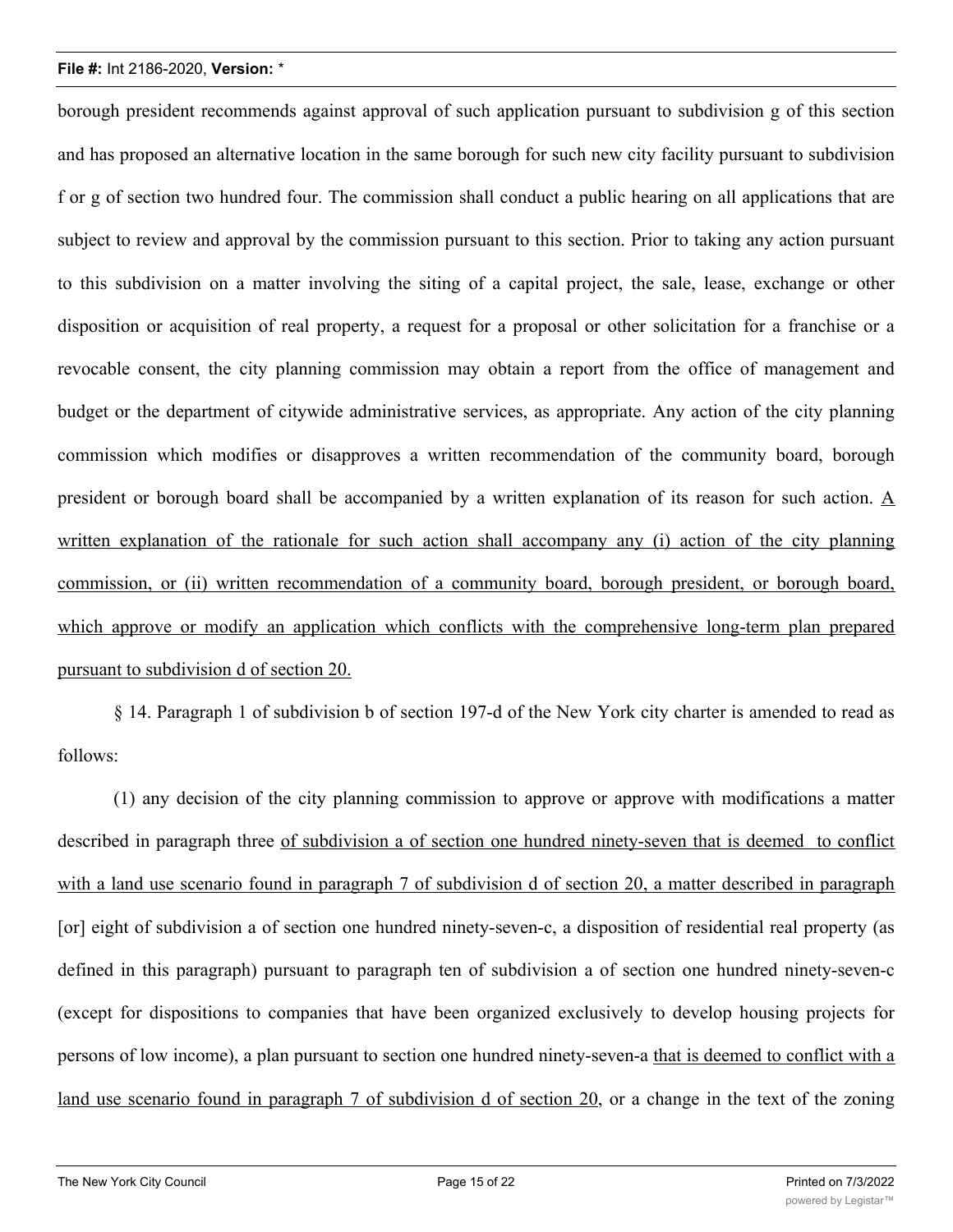borough president recommends against approval of such application pursuant to subdivision g of this section and has proposed an alternative location in the same borough for such new city facility pursuant to subdivision f or g of section two hundred four. The commission shall conduct a public hearing on all applications that are subject to review and approval by the commission pursuant to this section. Prior to taking any action pursuant to this subdivision on a matter involving the siting of a capital project, the sale, lease, exchange or other disposition or acquisition of real property, a request for a proposal or other solicitation for a franchise or a revocable consent, the city planning commission may obtain a report from the office of management and budget or the department of citywide administrative services, as appropriate. Any action of the city planning commission which modifies or disapproves a written recommendation of the community board, borough president or borough board shall be accompanied by a written explanation of its reason for such action. <u>A written explanation of the rationale for such action shall accompany any (i) action of the city planning commission, or (ii) written recommendation of a community board, borough president, or borough board, which approve or modify an application which conflicts with the comprehensive long-term plan prepared pursuant to subdivision d of section 20.</u>

§ 14. Paragraph 1 of subdivision b of section 197-d of the New York city charter is amended to read as follows:

(1) any decision of the city planning commission to approve or approve with modifications a matter described in paragraph three <u>of subdivision a of section one hundred ninety-seven that is deemed to conflict with a land use scenario found in paragraph 7 of subdivision d of section 20, a matter described in paragraph</u> [or] eight of subdivision a of section one hundred ninety-seven-c, a disposition of residential real property (as defined in this paragraph) pursuant to paragraph ten of subdivision a of section one hundred ninety-seven-c (except for dispositions to companies that have been organized exclusively to develop housing projects for persons of low income), a plan pursuant to section one hundred ninety-seven-a <u>that is deemed to conflict with a land use scenario found in paragraph 7 of subdivision d of section 20</u>, or a change in the text of the zoning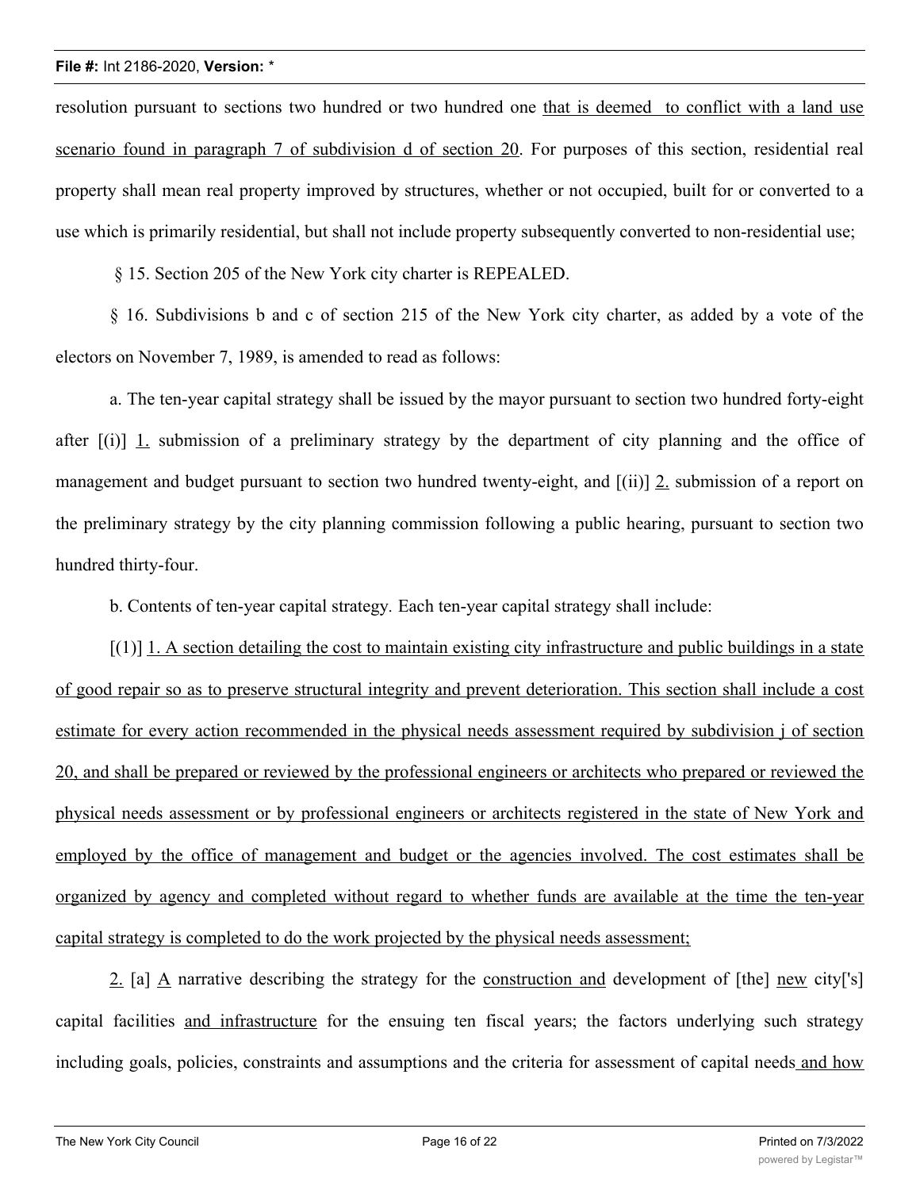resolution pursuant to sections two hundred or two hundred one that is deemed  to conflict with a land use scenario found in paragraph 7 of subdivision d of section 20. For purposes of this section, residential real property shall mean real property improved by structures, whether or not occupied, built for or converted to a use which is primarily residential, but shall not include property subsequently converted to non-residential use;

§ 15. Section 205 of the New York city charter is REPEALED.

§ 16. Subdivisions b and c of section 215 of the New York city charter, as added by a vote of the electors on November 7, 1989, is amended to read as follows:

a. The ten-year capital strategy shall be issued by the mayor pursuant to section two hundred forty-eight after [(i)] 1. submission of a preliminary strategy by the department of city planning and the office of management and budget pursuant to section two hundred twenty-eight, and [(ii)] 2. submission of a report on the preliminary strategy by the city planning commission following a public hearing, pursuant to section two hundred thirty-four.

b. Contents of ten-year capital strategy. Each ten-year capital strategy shall include:

[(1)] 1. A section detailing the cost to maintain existing city infrastructure and public buildings in a state of good repair so as to preserve structural integrity and prevent deterioration. This section shall include a cost estimate for every action recommended in the physical needs assessment required by subdivision j of section 20, and shall be prepared or reviewed by the professional engineers or architects who prepared or reviewed the physical needs assessment or by professional engineers or architects registered in the state of New York and employed by the office of management and budget or the agencies involved. The cost estimates shall be organized by agency and completed without regard to whether funds are available at the time the ten-year capital strategy is completed to do the work projected by the physical needs assessment;

2. [a] A narrative describing the strategy for the construction and development of [the] new city['s] capital facilities and infrastructure for the ensuing ten fiscal years; the factors underlying such strategy including goals, policies, constraints and assumptions and the criteria for assessment of capital needs and how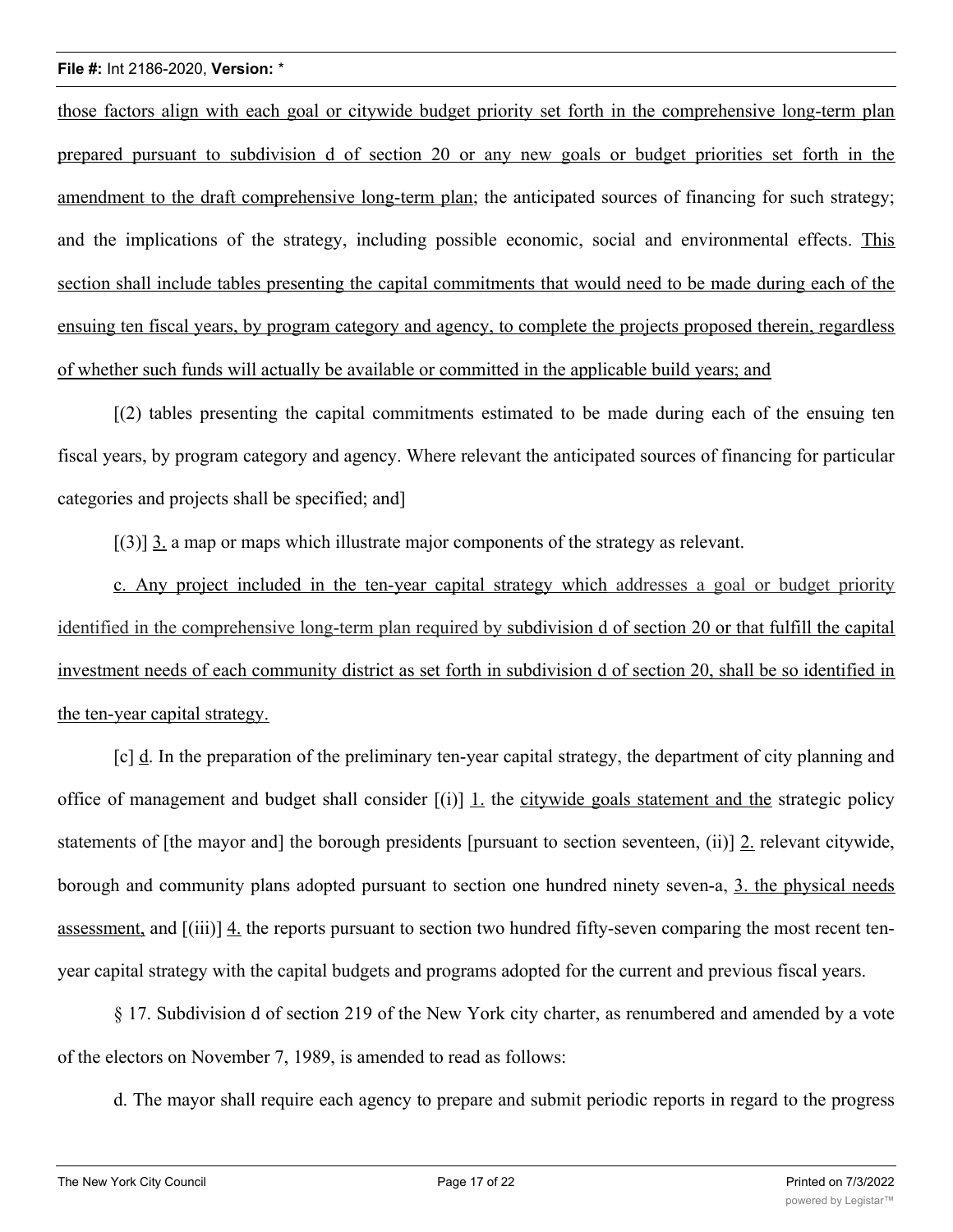those factors align with each goal or citywide budget priority set forth in the comprehensive long-term plan prepared pursuant to subdivision d of section 20 or any new goals or budget priorities set forth in the amendment to the draft comprehensive long-term plan; the anticipated sources of financing for such strategy; and the implications of the strategy, including possible economic, social and environmental effects. This section shall include tables presenting the capital commitments that would need to be made during each of the ensuing ten fiscal years, by program category and agency, to complete the projects proposed therein, regardless of whether such funds will actually be available or committed in the applicable build years; and

[(2) tables presenting the capital commitments estimated to be made during each of the ensuing ten fiscal years, by program category and agency. Where relevant the anticipated sources of financing for particular categories and projects shall be specified; and]

[(3)] 3. a map or maps which illustrate major components of the strategy as relevant.

c. Any project included in the ten-year capital strategy which addresses a goal or budget priority identified in the comprehensive long-term plan required by subdivision d of section 20 or that fulfill the capital investment needs of each community district as set forth in subdivision d of section 20, shall be so identified in the ten-year capital strategy.

[c] d. In the preparation of the preliminary ten-year capital strategy, the department of city planning and office of management and budget shall consider [(i)] 1. the citywide goals statement and the strategic policy statements of [the mayor and] the borough presidents [pursuant to section seventeen, (ii)] 2. relevant citywide, borough and community plans adopted pursuant to section one hundred ninety seven-a, 3. the physical needs assessment, and [(iii)] 4. the reports pursuant to section two hundred fifty-seven comparing the most recent ten-year capital strategy with the capital budgets and programs adopted for the current and previous fiscal years.

§ 17. Subdivision d of section 219 of the New York city charter, as renumbered and amended by a vote of the electors on November 7, 1989, is amended to read as follows:

d. The mayor shall require each agency to prepare and submit periodic reports in regard to the progress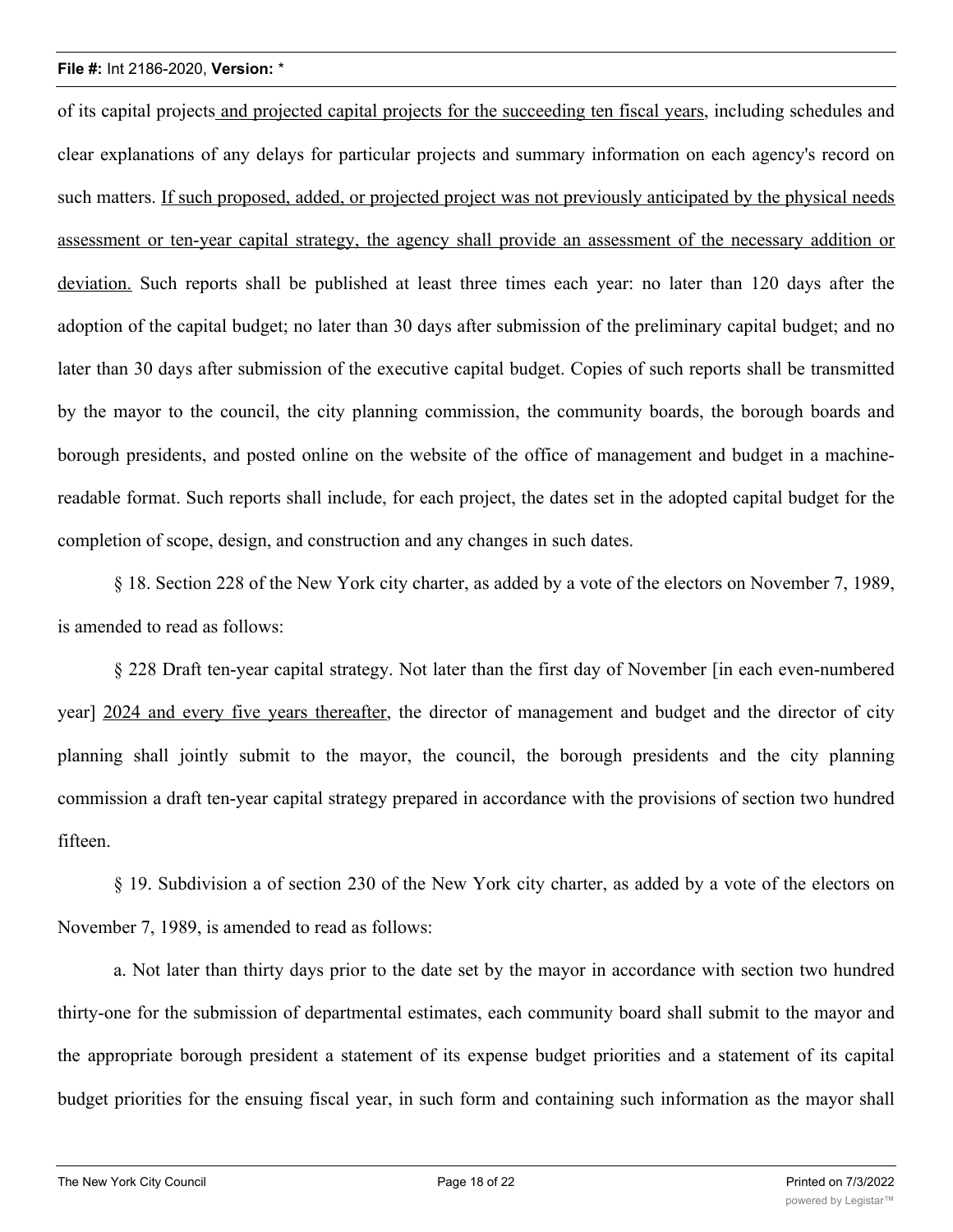of its capital projects and projected capital projects for the succeeding ten fiscal years, including schedules and clear explanations of any delays for particular projects and summary information on each agency's record on such matters. If such proposed, added, or projected project was not previously anticipated by the physical needs assessment or ten-year capital strategy, the agency shall provide an assessment of the necessary addition or deviation. Such reports shall be published at least three times each year: no later than 120 days after the adoption of the capital budget; no later than 30 days after submission of the preliminary capital budget; and no later than 30 days after submission of the executive capital budget. Copies of such reports shall be transmitted by the mayor to the council, the city planning commission, the community boards, the borough boards and borough presidents, and posted online on the website of the office of management and budget in a machine-readable format. Such reports shall include, for each project, the dates set in the adopted capital budget for the completion of scope, design, and construction and any changes in such dates.

§ 18. Section 228 of the New York city charter, as added by a vote of the electors on November 7, 1989, is amended to read as follows:

§ 228 Draft ten-year capital strategy. Not later than the first day of November [in each even-numbered year] 2024 and every five years thereafter, the director of management and budget and the director of city planning shall jointly submit to the mayor, the council, the borough presidents and the city planning commission a draft ten-year capital strategy prepared in accordance with the provisions of section two hundred fifteen.

§ 19. Subdivision a of section 230 of the New York city charter, as added by a vote of the electors on November 7, 1989, is amended to read as follows:

a. Not later than thirty days prior to the date set by the mayor in accordance with section two hundred thirty-one for the submission of departmental estimates, each community board shall submit to the mayor and the appropriate borough president a statement of its expense budget priorities and a statement of its capital budget priorities for the ensuing fiscal year, in such form and containing such information as the mayor shall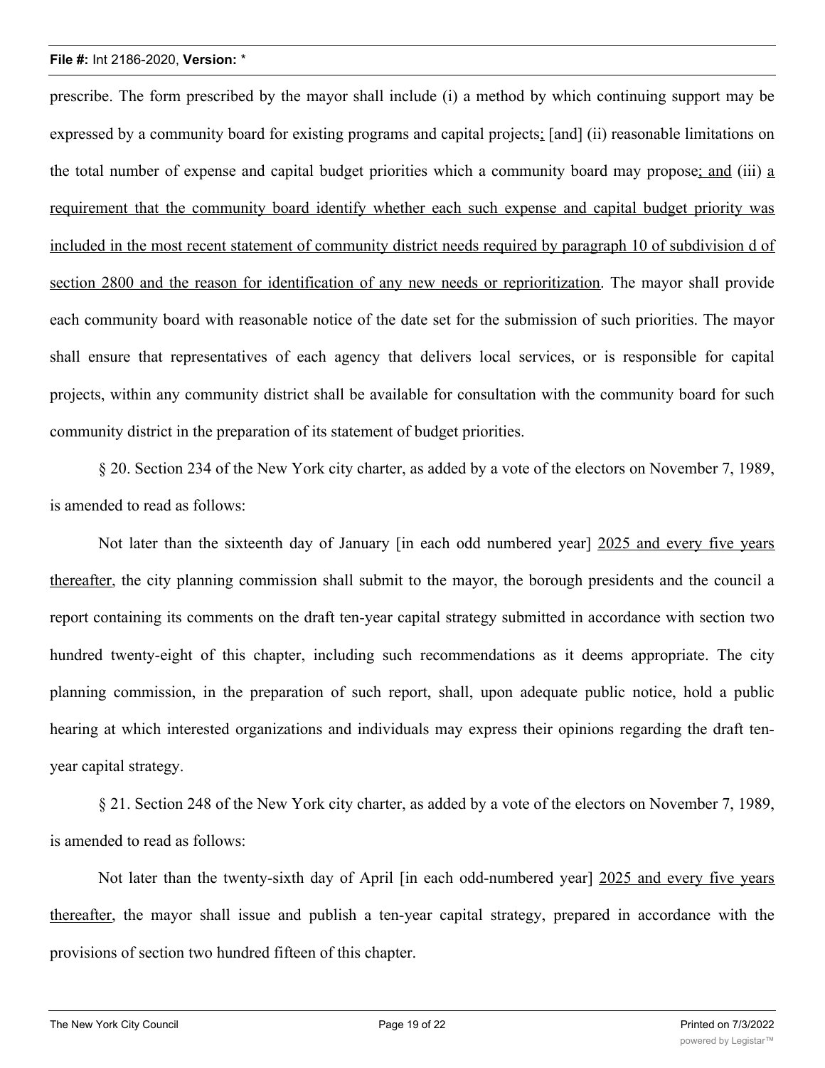prescribe. The form prescribed by the mayor shall include (i) a method by which continuing support may be expressed by a community board for existing programs and capital projects; [and] (ii) reasonable limitations on the total number of expense and capital budget priorities which a community board may propose; and (iii) a requirement that the community board identify whether each such expense and capital budget priority was included in the most recent statement of community district needs required by paragraph 10 of subdivision d of section 2800 and the reason for identification of any new needs or reprioritization. The mayor shall provide each community board with reasonable notice of the date set for the submission of such priorities. The mayor shall ensure that representatives of each agency that delivers local services, or is responsible for capital projects, within any community district shall be available for consultation with the community board for such community district in the preparation of its statement of budget priorities.

§ 20. Section 234 of the New York city charter, as added by a vote of the electors on November 7, 1989, is amended to read as follows:

Not later than the sixteenth day of January [in each odd numbered year] 2025 and every five years thereafter, the city planning commission shall submit to the mayor, the borough presidents and the council a report containing its comments on the draft ten-year capital strategy submitted in accordance with section two hundred twenty-eight of this chapter, including such recommendations as it deems appropriate. The city planning commission, in the preparation of such report, shall, upon adequate public notice, hold a public hearing at which interested organizations and individuals may express their opinions regarding the draft ten-year capital strategy.

§ 21. Section 248 of the New York city charter, as added by a vote of the electors on November 7, 1989, is amended to read as follows:

Not later than the twenty-sixth day of April [in each odd-numbered year] 2025 and every five years thereafter, the mayor shall issue and publish a ten-year capital strategy, prepared in accordance with the provisions of section two hundred fifteen of this chapter.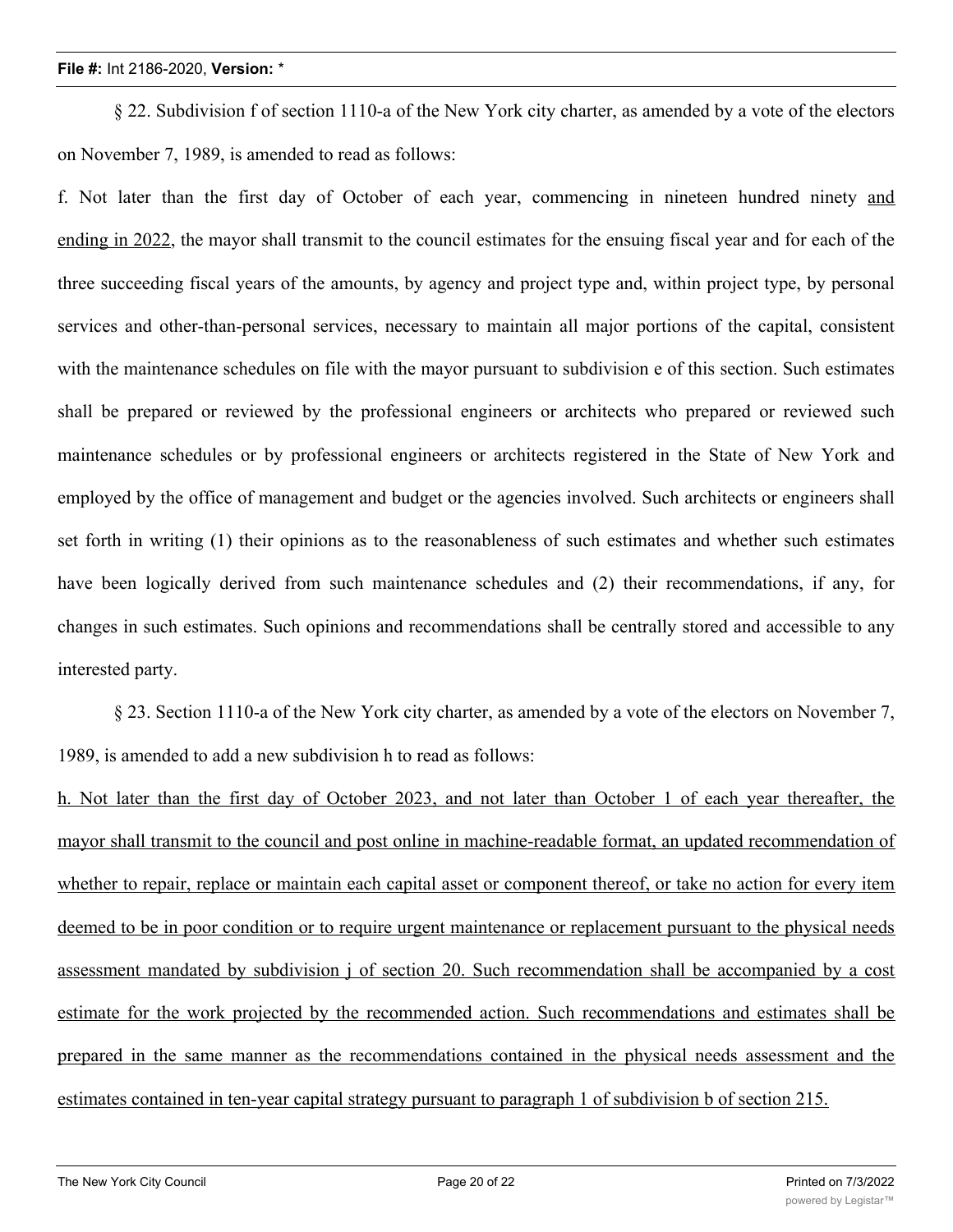§ 22. Subdivision f of section 1110-a of the New York city charter, as amended by a vote of the electors on November 7, 1989, is amended to read as follows:

f. Not later than the first day of October of each year, commencing in nineteen hundred ninety <u>and ending in 2022</u>, the mayor shall transmit to the council estimates for the ensuing fiscal year and for each of the three succeeding fiscal years of the amounts, by agency and project type and, within project type, by personal services and other-than-personal services, necessary to maintain all major portions of the capital, consistent with the maintenance schedules on file with the mayor pursuant to subdivision e of this section. Such estimates shall be prepared or reviewed by the professional engineers or architects who prepared or reviewed such maintenance schedules or by professional engineers or architects registered in the State of New York and employed by the office of management and budget or the agencies involved. Such architects or engineers shall set forth in writing (1) their opinions as to the reasonableness of such estimates and whether such estimates have been logically derived from such maintenance schedules and (2) their recommendations, if any, for changes in such estimates. Such opinions and recommendations shall be centrally stored and accessible to any interested party.

§ 23. Section 1110-a of the New York city charter, as amended by a vote of the electors on November 7, 1989, is amended to add a new subdivision h to read as follows:

<u>h. Not later than the first day of October 2023, and not later than October 1 of each year thereafter, the mayor shall transmit to the council and post online in machine-readable format, an updated recommendation of whether to repair, replace or maintain each capital asset or component thereof, or take no action for every item deemed to be in poor condition or to require urgent maintenance or replacement pursuant to the physical needs assessment mandated by subdivision j of section 20. Such recommendation shall be accompanied by a cost estimate for the work projected by the recommended action. Such recommendations and estimates shall be prepared in the same manner as the recommendations contained in the physical needs assessment and the estimates contained in ten-year capital strategy pursuant to paragraph 1 of subdivision b of section 215.</u>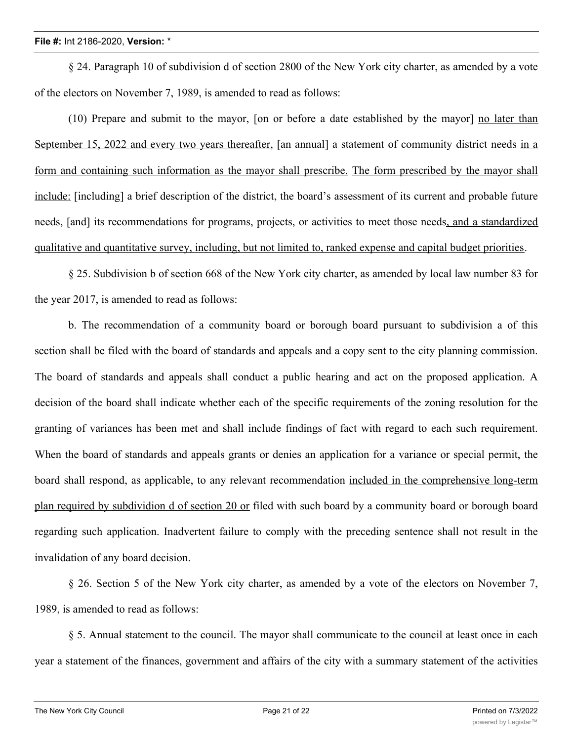§ 24. Paragraph 10 of subdivision d of section 2800 of the New York city charter, as amended by a vote of the electors on November 7, 1989, is amended to read as follows:

(10) Prepare and submit to the mayor, [on or before a date established by the mayor] <u>no later than September 15, 2022 and every two years thereafter</u>, [an annual] a statement of community district needs <u>in a form and containing such information as the mayor shall prescribe. The form prescribed by the mayor shall include:</u> [including] a brief description of the district, the board's assessment of its current and probable future needs, [and] its recommendations for programs, projects, or activities to meet those needs<u>, and a standardized qualitative and quantitative survey, including, but not limited to, ranked expense and capital budget priorities</u>.

§ 25. Subdivision b of section 668 of the New York city charter, as amended by local law number 83 for the year 2017, is amended to read as follows:

b. The recommendation of a community board or borough board pursuant to subdivision a of this section shall be filed with the board of standards and appeals and a copy sent to the city planning commission. The board of standards and appeals shall conduct a public hearing and act on the proposed application. A decision of the board shall indicate whether each of the specific requirements of the zoning resolution for the granting of variances has been met and shall include findings of fact with regard to each such requirement. When the board of standards and appeals grants or denies an application for a variance or special permit, the board shall respond, as applicable, to any relevant recommendation <u>included in the comprehensive long-term plan required by subdividion d of section 20 or</u> filed with such board by a community board or borough board regarding such application. Inadvertent failure to comply with the preceding sentence shall not result in the invalidation of any board decision.

§ 26. Section 5 of the New York city charter, as amended by a vote of the electors on November 7, 1989, is amended to read as follows:

§ 5. Annual statement to the council. The mayor shall communicate to the council at least once in each year a statement of the finances, government and affairs of the city with a summary statement of the activities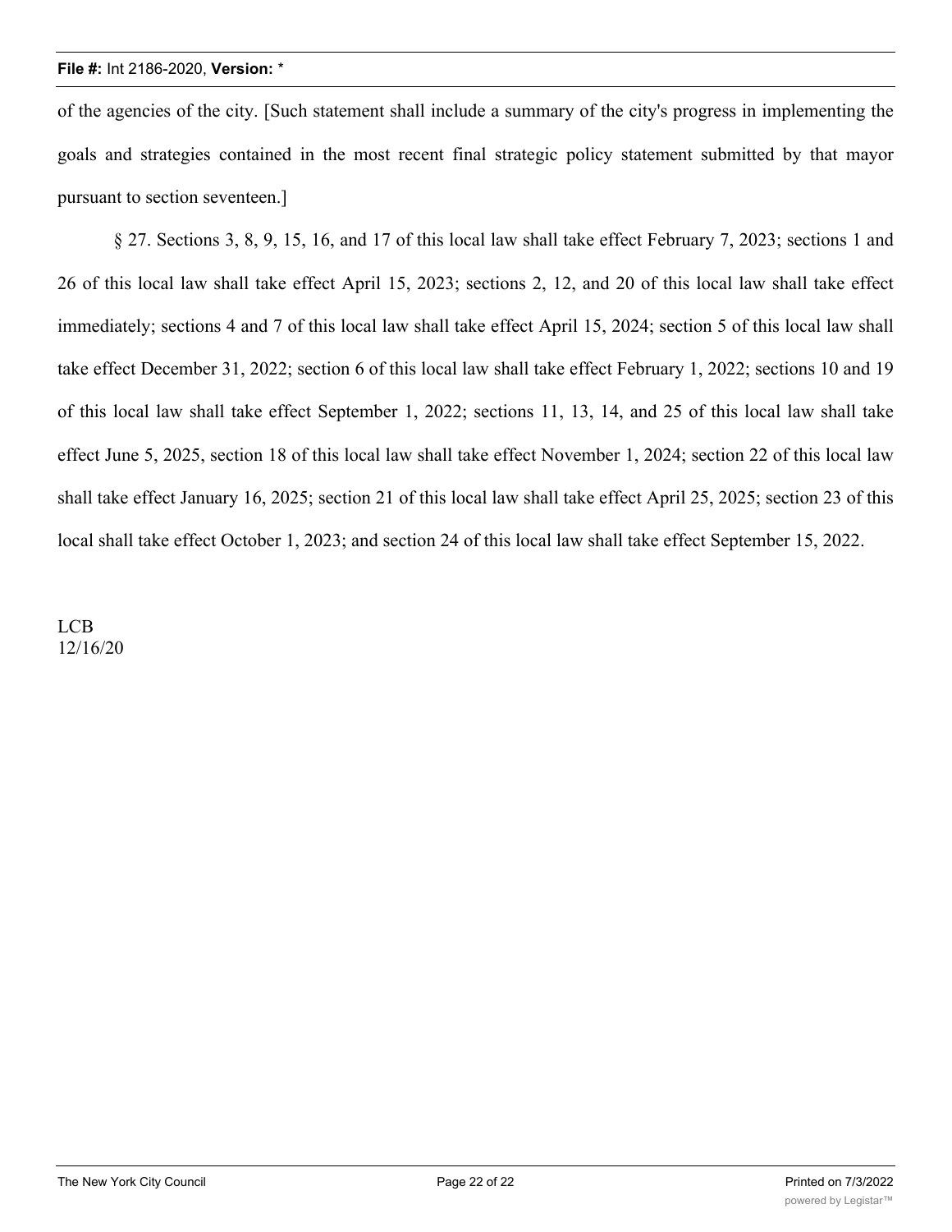of the agencies of the city. [Such statement shall include a summary of the city's progress in implementing the goals and strategies contained in the most recent final strategic policy statement submitted by that mayor pursuant to section seventeen.]

§ 27. Sections 3, 8, 9, 15, 16, and 17 of this local law shall take effect February 7, 2023; sections 1 and 26 of this local law shall take effect April 15, 2023; sections 2, 12, and 20 of this local law shall take effect immediately; sections 4 and 7 of this local law shall take effect April 15, 2024; section 5 of this local law shall take effect December 31, 2022; section 6 of this local law shall take effect February 1, 2022; sections 10 and 19 of this local law shall take effect September 1, 2022; sections 11, 13, 14, and 25 of this local law shall take effect June 5, 2025, section 18 of this local law shall take effect November 1, 2024; section 22 of this local law shall take effect January 16, 2025; section 21 of this local law shall take effect April 25, 2025; section 23 of this local shall take effect October 1, 2023; and section 24 of this local law shall take effect September 15, 2022.

LCB
12/16/20